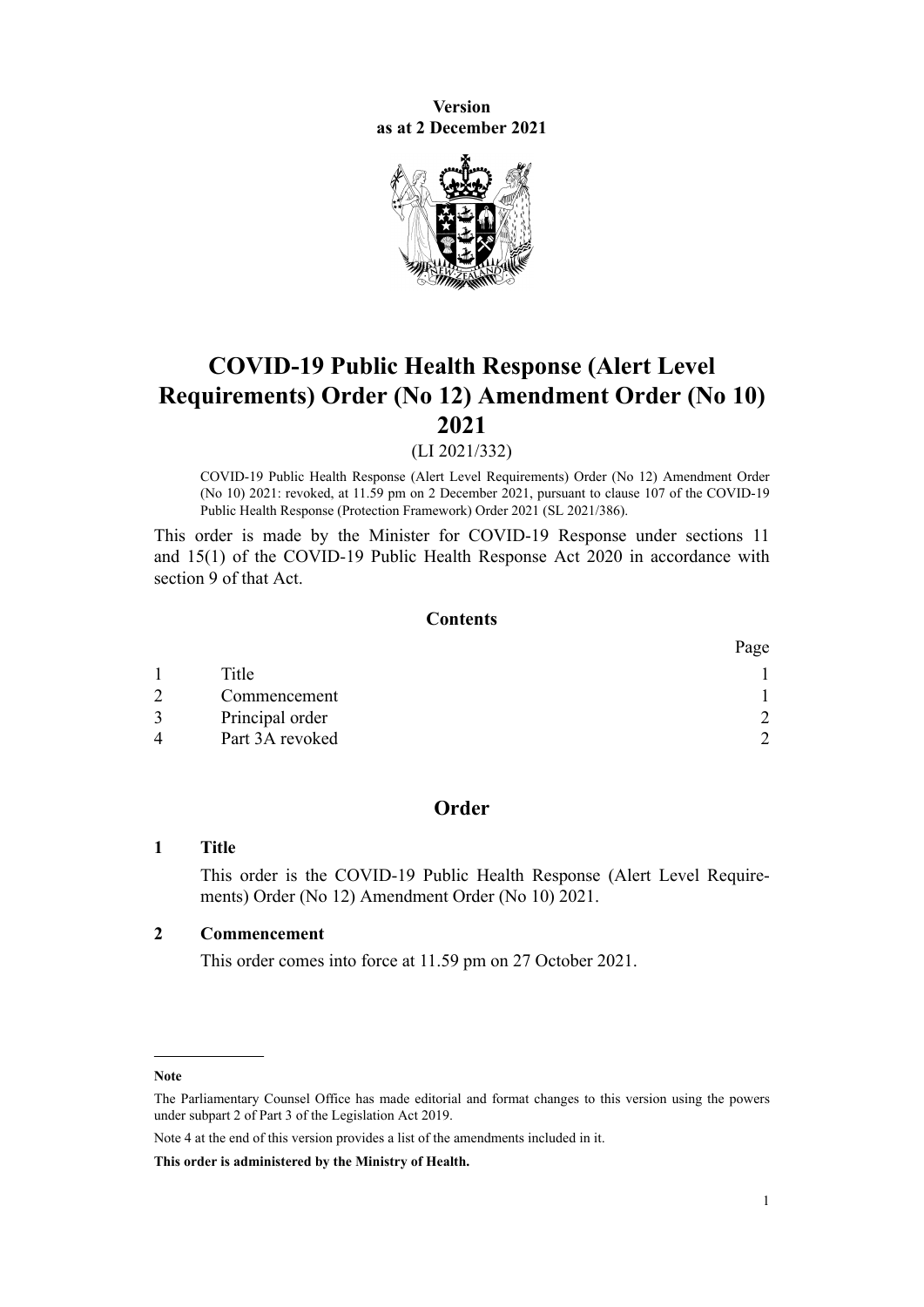**Version**
**as at 2 December 2021**

# COVID-19 Public Health Response (Alert Level Requirements) Order (No 12) Amendment Order (No 10) 2021

(LI 2021/332)

COVID-19 Public Health Response (Alert Level Requirements) Order (No 12) Amendment Order (No 10) 2021: revoked, at 11.59 pm on 2 December 2021, pursuant to clause 107 of the COVID-19 Public Health Response (Protection Framework) Order 2021 (SL 2021/386).

This order is made by the Minister for COVID-19 Response under sections 11 and 15(1) of the COVID-19 Public Health Response Act 2020 in accordance with section 9 of that Act.

## Contents

| | | Page |
|---|---|---|
| 1 | Title | 1 |
| 2 | Commencement | 1 |
| 3 | Principal order | 2 |
| 4 | Part 3A revoked | 2 |

## Order

### 1 Title

This order is the COVID-19 Public Health Response (Alert Level Requirements) Order (No 12) Amendment Order (No 10) 2021.

### 2 Commencement

This order comes into force at 11.59 pm on 27 October 2021.

---

**Note**

The Parliamentary Counsel Office has made editorial and format changes to this version using the powers under subpart 2 of Part 3 of the Legislation Act 2019.

Note 4 at the end of this version provides a list of the amendments included in it.

**This order is administered by the Ministry of Health.**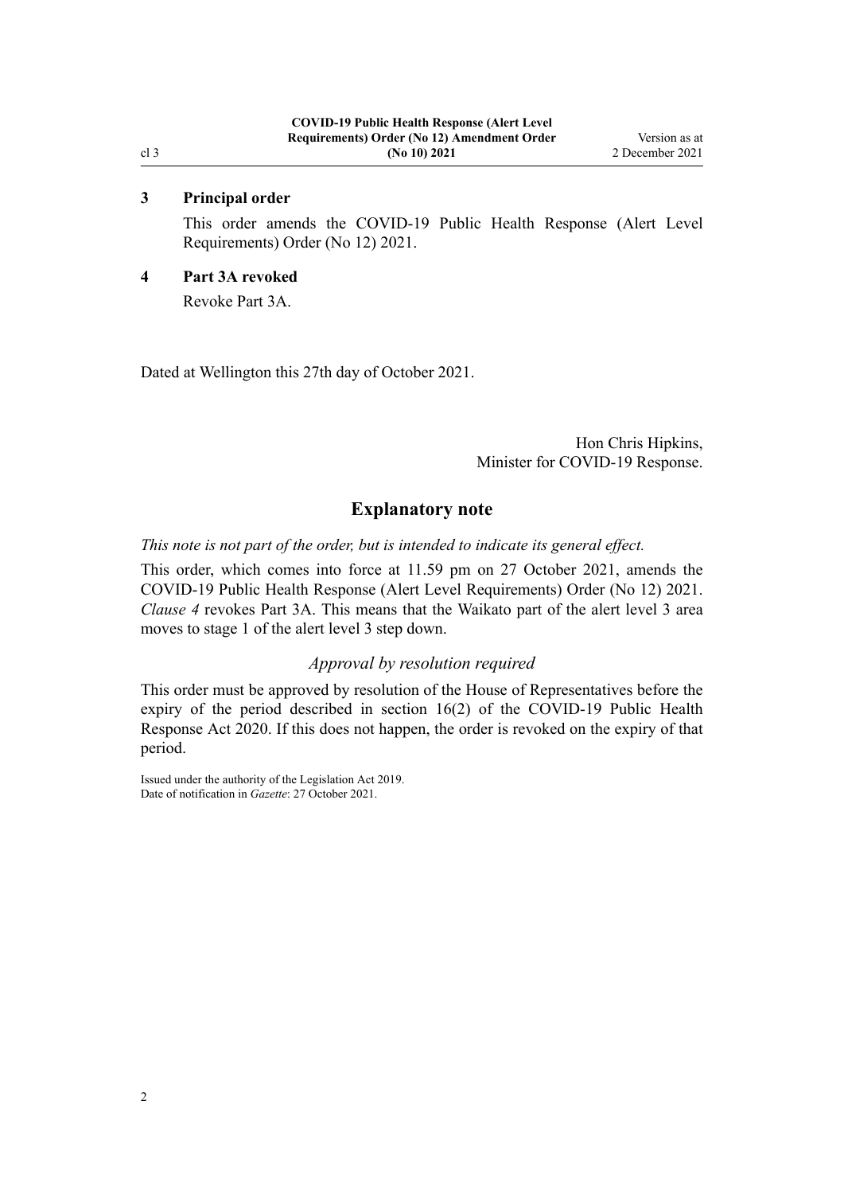### 3 Principal order

This order amends the COVID-19 Public Health Response (Alert Level Requirements) Order (No 12) 2021.

### 4 Part 3A revoked

Revoke Part 3A.

Dated at Wellington this 27th day of October 2021.

Hon Chris Hipkins,
Minister for COVID-19 Response.

## Explanatory note

*This note is not part of the order, but is intended to indicate its general effect.*

This order, which comes into force at 11.59 pm on 27 October 2021, amends the COVID-19 Public Health Response (Alert Level Requirements) Order (No 12) 2021. *Clause 4* revokes Part 3A. This means that the Waikato part of the alert level 3 area moves to stage 1 of the alert level 3 step down.

### *Approval by resolution required*

This order must be approved by resolution of the House of Representatives before the expiry of the period described in section 16(2) of the COVID-19 Public Health Response Act 2020. If this does not happen, the order is revoked on the expiry of that period.

Issued under the authority of the Legislation Act 2019.
Date of notification in *Gazette*: 27 October 2021.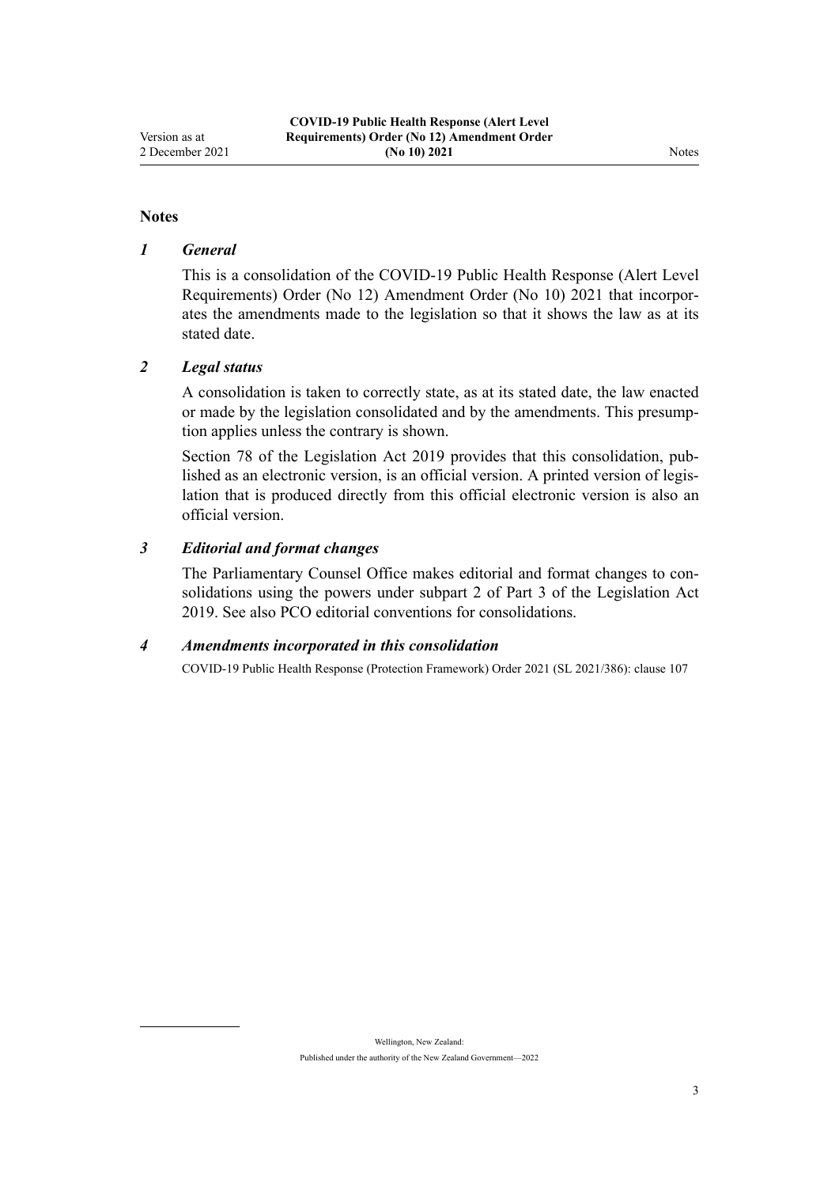## Notes

### *1 General*

This is a consolidation of the COVID-19 Public Health Response (Alert Level Requirements) Order (No 12) Amendment Order (No 10) 2021 that incorporates the amendments made to the legislation so that it shows the law as at its stated date.

### *2 Legal status*

A consolidation is taken to correctly state, as at its stated date, the law enacted or made by the legislation consolidated and by the amendments. This presumption applies unless the contrary is shown.

Section 78 of the Legislation Act 2019 provides that this consolidation, published as an electronic version, is an official version. A printed version of legislation that is produced directly from this official electronic version is also an official version.

### *3 Editorial and format changes*

The Parliamentary Counsel Office makes editorial and format changes to consolidations using the powers under subpart 2 of Part 3 of the Legislation Act 2019. See also PCO editorial conventions for consolidations.

### *4 Amendments incorporated in this consolidation*

COVID-19 Public Health Response (Protection Framework) Order 2021 (SL 2021/386): clause 107

Wellington, New Zealand:

Published under the authority of the New Zealand Government—2022